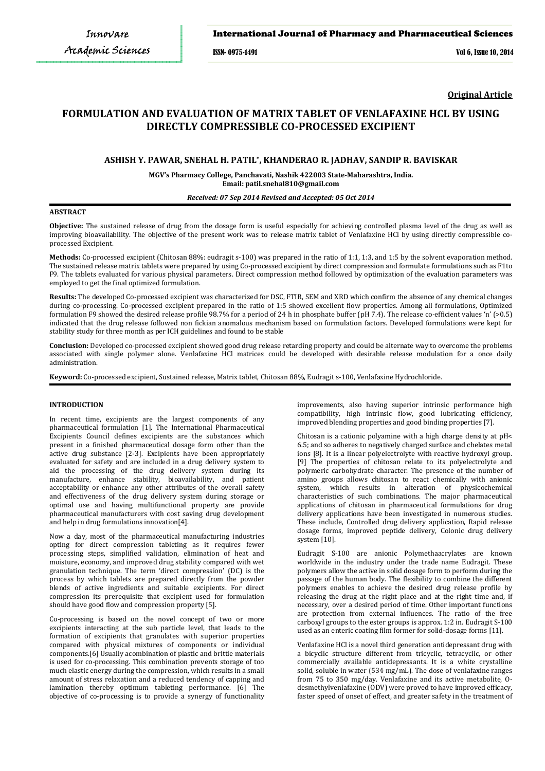**Original Article**

# FORMULATION AND EVALUATION OF MATRIX TABLET OF VENLAFAXINE HCL BY USING DIRECTLY COMPRESSIBLE CO-PROCESSED EXCIPIENT

**ASHISH Y. PAWAR, SNEHAL H. PATIL*, KHANDERAO R. JADHAV, SANDIP R. BAVISKAR**

MGV's Pharmacy College, Panchavati, Nashik 422003 State-Maharashtra, India.
Email: patil.snehal810@gmail.com

*Received: 07 Sep 2014 Revised and Accepted: 05 Oct 2014*

## ABSTRACT

**Objective:** The sustained release of drug from the dosage form is useful especially for achieving controlled plasma level of the drug as well as improving bioavailability. The objective of the present work was to release matrix tablet of Venlafaxine HCl by using directly compressible co-processed Excipient.

**Methods:** Co-processed excipient (Chitosan 88%: eudragit s-100) was prepared in the ratio of 1:1, 1:3, and 1:5 by the solvent evaporation method. The sustained release matrix tablets were prepared by using Co-processed excipient by direct compression and formulate formulations such as F1to F9. The tablets evaluated for various physical parameters. Direct compression method followed by optimization of the evaluation parameters was employed to get the final optimized formulation.

**Results:** The developed Co-processed excipient was characterized for DSC, FTIR, SEM and XRD which confirm the absence of any chemical changes during co-processing. Co-processed excipient prepared in the ratio of 1:5 showed excellent flow properties. Among all formulations, Optimized formulation F9 showed the desired release profile 98.7% for a period of 24 h in phosphate buffer (pH 7.4). The release co-efficient values 'n' (>0.5) indicated that the drug release followed non fickian anomalous mechanism based on formulation factors. Developed formulations were kept for stability study for three month as per ICH guidelines and found to be stable

**Conclusion:** Developed co-processed excipient showed good drug release retarding property and could be alternate way to overcome the problems associated with single polymer alone. Venlafaxine HCl matrices could be developed with desirable release modulation for a once daily administration.

**Keyword:** Co-processed excipient, Sustained release, Matrix tablet, Chitosan 88%, Eudragit s-100, Venlafaxine Hydrochloride.

## INTRODUCTION

In recent time, excipients are the largest components of any pharmaceutical formulation [1]. The International Pharmaceutical Excipients Council defines excipients are the substances which present in a finished pharmaceutical dosage form other than the active drug substance [2-3]. Excipients have been appropriately evaluated for safety and are included in a drug delivery system to aid the processing of the drug delivery system during its manufacture, enhance stability, bioavailability, and patient acceptability or enhance any other attributes of the overall safety and effectiveness of the drug delivery system during storage or optimal use and having multifunctional property are provide pharmaceutical manufacturers with cost saving drug development and help in drug formulations innovation[4].

Now a day, most of the pharmaceutical manufacturing industries opting for direct compression tableting as it requires fewer processing steps, simplified validation, elimination of heat and moisture, economy, and improved drug stability compared with wet granulation technique. The term 'direct compression' (DC) is the process by which tablets are prepared directly from the powder blends of active ingredients and suitable excipients. For direct compression its prerequisite that excipient used for formulation should have good flow and compression property [5].

Co-processing is based on the novel concept of two or more excipients interacting at the sub particle level, that leads to the formation of excipients that granulates with superior properties compared with physical mixtures of components or individual components.[6] Usually acombination of plastic and brittle materials is used for co-processing. This combination prevents storage of too much elastic energy during the compression, which results in a small amount of stress relaxation and a reduced tendency of capping and lamination thereby optimum tableting performance. [6] The objective of co-processing is to provide a synergy of functionality improvements, also having superior intrinsic performance high compatibility, high intrinsic flow, good lubricating efficiency, improved blending properties and good binding properties [7].

Chitosan is a cationic polyamine with a high charge density at pH< 6.5; and so adheres to negatively charged surface and chelates metal ions [8]. It is a linear polyelectrolyte with reactive hydroxyl group. [9] The properties of chitosan relate to its polyelectrolyte and polymeric carbohydrate character. The presence of the number of amino groups allows chitosan to react chemically with anionic system, which results in alteration of physicochemical characteristics of such combinations. The major pharmaceutical applications of chitosan in pharmaceutical formulations for drug delivery applications have been investigated in numerous studies. These include, Controlled drug delivery application, Rapid release dosage forms, improved peptide delivery, Colonic drug delivery system [10].

Eudragit S-100 are anionic Polymethaacrylates are known worldwide in the industry under the trade name Eudragit. These polymers allow the active in solid dosage form to perform during the passage of the human body. The flexibility to combine the different polymers enables to achieve the desired drug release profile by releasing the drug at the right place and at the right time and, if necessary, over a desired period of time. Other important functions are protection from external influences. The ratio of the free carboxyl groups to the ester groups is approx. 1:2 in. Eudragit S-100 used as an enteric coating film former for solid-dosage forms [11].

Venlafaxine HCl is a novel third generation antidepressant drug with a bicyclic structure different from tricyclic, tetracyclic, or other commercially available antidepressants. It is a white crystalline solid, soluble in water (534 mg/mL). The dose of venlafaxine ranges from 75 to 350 mg/day. Venlafaxine and its active metabolite, O-desmethylvenlafaxine (ODV) were proved to have improved efficacy, faster speed of onset of effect, and greater safety in the treatment of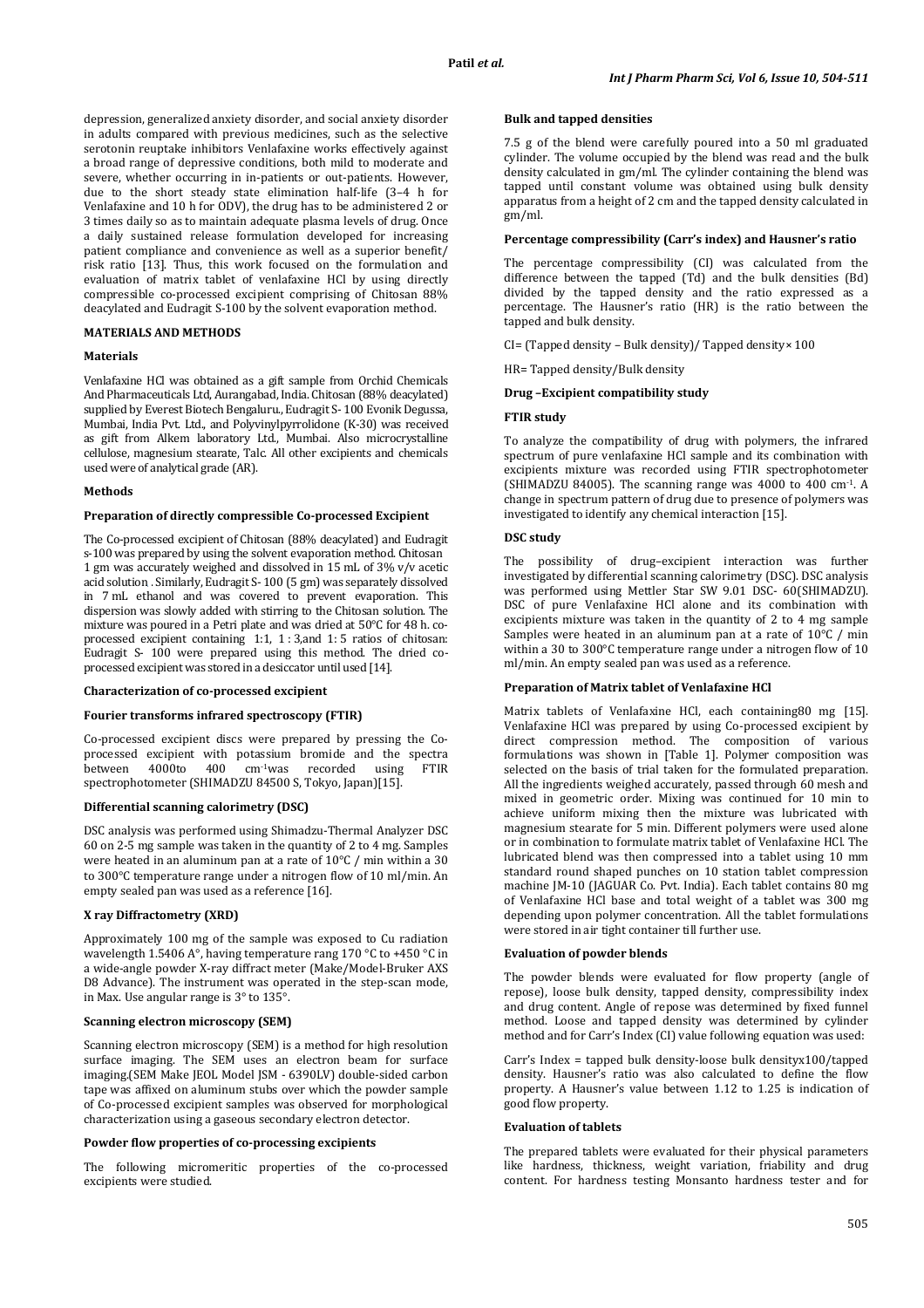depression, generalized anxiety disorder, and social anxiety disorder in adults compared with previous medicines, such as the selective serotonin reuptake inhibitors Venlafaxine works effectively against a broad range of depressive conditions, both mild to moderate and severe, whether occurring in in-patients or out-patients. However, due to the short steady state elimination half-life (3–4 h for Venlafaxine and 10 h for ODV), the drug has to be administered 2 or 3 times daily so as to maintain adequate plasma levels of drug. Once a daily sustained release formulation developed for increasing patient compliance and convenience as well as a superior benefit/ risk ratio [13]. Thus, this work focused on the formulation and evaluation of matrix tablet of venlafaxine HCl by using directly compressible co-processed excipient comprising of Chitosan 88% deacylated and Eudragit S-100 by the solvent evaporation method.

## MATERIALS AND METHODS

### Materials

Venlafaxine HCl was obtained as a gift sample from Orchid Chemicals And Pharmaceuticals Ltd, Aurangabad, India. Chitosan (88% deacylated) supplied by Everest Biotech Bengaluru., Eudragit S- 100 Evonik Degussa, Mumbai, India Pvt. Ltd., and Polyvinylpyrrolidone (K-30) was received as gift from Alkem laboratory Ltd., Mumbai. Also microcrystalline cellulose, magnesium stearate, Talc. All other excipients and chemicals used were of analytical grade (AR).

### Methods

#### Preparation of directly compressible Co-processed Excipient

The Co-processed excipient of Chitosan (88% deacylated) and Eudragit s-100 was prepared by using the solvent evaporation method. Chitosan 1 gm was accurately weighed and dissolved in 15 mL of 3% v/v acetic acid solution . Similarly, Eudragit S- 100 (5 gm) was separately dissolved in 7 mL ethanol and was covered to prevent evaporation. This dispersion was slowly added with stirring to the Chitosan solution. The mixture was poured in a Petri plate and was dried at 50°C for 48 h. co-processed excipient containing 1:1, 1 : 3,and 1: 5 ratios of chitosan: Eudragit S- 100 were prepared using this method. The dried co-processed excipient was stored in a desiccator until used [14].

#### Characterization of co-processed excipient

#### Fourier transforms infrared spectroscopy (FTIR)

Co-processed excipient discs were prepared by pressing the Co-processed excipient with potassium bromide and the spectra between 4000to 400 $cm^{-1}$was recorded using FTIR spectrophotometer (SHIMADZU 84500 S, Tokyo, Japan)[15].

#### Differential scanning calorimetry (DSC)

DSC analysis was performed using Shimadzu-Thermal Analyzer DSC 60 on 2-5 mg sample was taken in the quantity of 2 to 4 mg. Samples were heated in an aluminum pan at a rate of 10°C / min within a 30 to 300°C temperature range under a nitrogen flow of 10 ml/min. An empty sealed pan was used as a reference [16].

#### X ray Diffractometry (XRD)

Approximately 100 mg of the sample was exposed to Cu radiation wavelength 1.5406 A°, having temperature rang 170 °C to +450 °C in a wide-angle powder X-ray diffract meter (Make/Model-Bruker AXS D8 Advance). The instrument was operated in the step-scan mode, in Max. Use angular range is 3° to 135°.

#### Scanning electron microscopy (SEM)

Scanning electron microscopy (SEM) is a method for high resolution surface imaging. The SEM uses an electron beam for surface imaging.(SEM Make JEOL Model JSM - 6390LV) double-sided carbon tape was affixed on aluminum stubs over which the powder sample of Co-processed excipient samples was observed for morphological characterization using a gaseous secondary electron detector.

#### Powder flow properties of co-processing excipients

The following micromeritic properties of the co-processed excipients were studied.

#### Bulk and tapped densities

7.5 g of the blend were carefully poured into a 50 ml graduated cylinder. The volume occupied by the blend was read and the bulk density calculated in gm/ml. The cylinder containing the blend was tapped until constant volume was obtained using bulk density apparatus from a height of 2 cm and the tapped density calculated in gm/ml.

#### Percentage compressibility (Carr's index) and Hausner's ratio

The percentage compressibility (CI) was calculated from the difference between the tapped (Td) and the bulk densities (Bd) divided by the tapped density and the ratio expressed as a percentage. The Hausner's ratio (HR) is the ratio between the tapped and bulk density.

CI= (Tapped density – Bulk density)/ Tapped density× 100

HR= Tapped density/Bulk density

#### Drug –Excipient compatibility study

#### FTIR study

To analyze the compatibility of drug with polymers, the infrared spectrum of pure venlafaxine HCl sample and its combination with excipients mixture was recorded using FTIR spectrophotometer (SHIMADZU 84005). The scanning range was 4000 to 400 $cm^{-1}$. A change in spectrum pattern of drug due to presence of polymers was investigated to identify any chemical interaction [15].

#### DSC study

The possibility of drug–excipient interaction was further investigated by differential scanning calorimetry (DSC). DSC analysis was performed using Mettler Star SW 9.01 DSC- 60(SHIMADZU). DSC of pure Venlafaxine HCl alone and its combination with excipients mixture was taken in the quantity of 2 to 4 mg sample Samples were heated in an aluminum pan at a rate of 10°C / min within a 30 to 300°C temperature range under a nitrogen flow of 10 ml/min. An empty sealed pan was used as a reference.

#### Preparation of Matrix tablet of Venlafaxine HCl

Matrix tablets of Venlafaxine HCl, each containing80 mg [15]. Venlafaxine HCl was prepared by using Co-processed excipient by direct compression method. The composition of various formulations was shown in [Table 1]. Polymer composition was selected on the basis of trial taken for the formulated preparation. All the ingredients weighed accurately, passed through 60 mesh and mixed in geometric order. Mixing was continued for 10 min to achieve uniform mixing then the mixture was lubricated with magnesium stearate for 5 min. Different polymers were used alone or in combination to formulate matrix tablet of Venlafaxine HCl. The lubricated blend was then compressed into a tablet using 10 mm standard round shaped punches on 10 station tablet compression machine JM-10 (JAGUAR Co. Pvt. India). Each tablet contains 80 mg of Venlafaxine HCl base and total weight of a tablet was 300 mg depending upon polymer concentration. All the tablet formulations were stored in air tight container till further use.

#### Evaluation of powder blends

The powder blends were evaluated for flow property (angle of repose), loose bulk density, tapped density, compressibility index and drug content. Angle of repose was determined by fixed funnel method. Loose and tapped density was determined by cylinder method and for Carr's Index (CI) value following equation was used:

Carr's Index = tapped bulk density-loose bulk densityx100/tapped density. Hausner's ratio was also calculated to define the flow property. A Hausner's value between 1.12 to 1.25 is indication of good flow property.

#### Evaluation of tablets

The prepared tablets were evaluated for their physical parameters like hardness, thickness, weight variation, friability and drug content. For hardness testing Monsanto hardness tester and for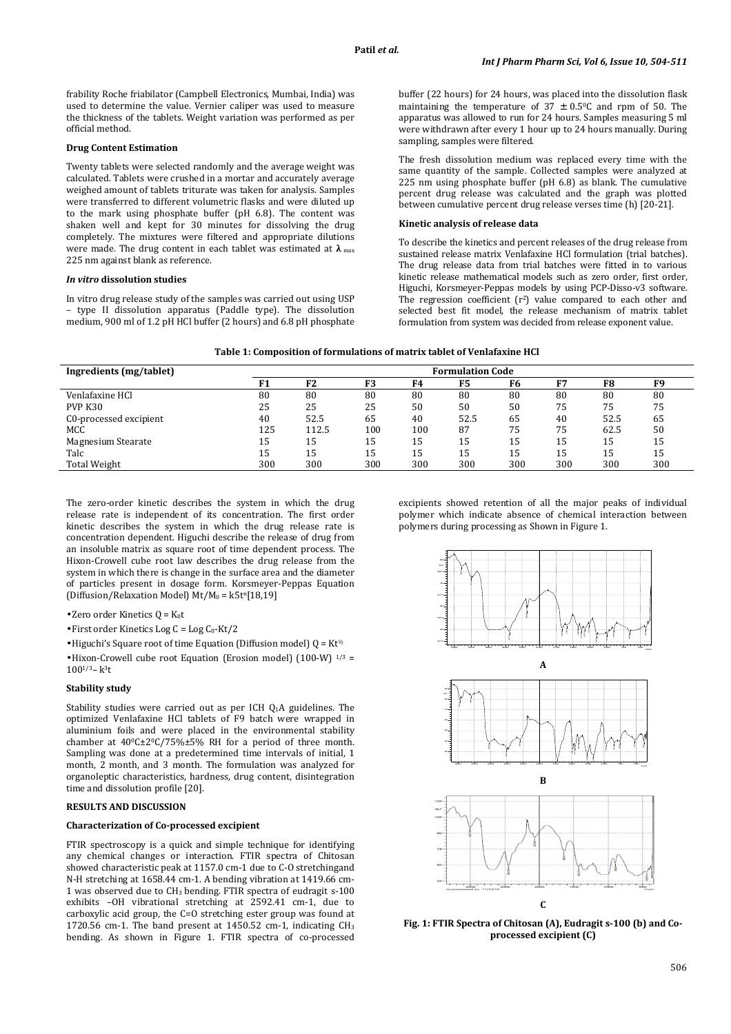frability Roche friabilator (Campbell Electronics, Mumbai, India) was used to determine the value. Vernier caliper was used to measure the thickness of the tablets. Weight variation was performed as per official method.

### Drug Content Estimation

Twenty tablets were selected randomly and the average weight was calculated. Tablets were crushed in a mortar and accurately average weighed amount of tablets triturate was taken for analysis. Samples were transferred to different volumetric flasks and were diluted up to the mark using phosphate buffer (pH 6.8). The content was shaken well and kept for 30 minutes for dissolving the drug completely. The mixtures were filtered and appropriate dilutions were made. The drug content in each tablet was estimated at $\lambda_{max}$ 225 nm against blank as reference.

### *In vitro* dissolution studies

In vitro drug release study of the samples was carried out using USP – type II dissolution apparatus (Paddle type). The dissolution medium, 900 ml of 1.2 pH HCl buffer (2 hours) and 6.8 pH phosphate buffer (22 hours) for 24 hours, was placed into the dissolution flask maintaining the temperature of 37 ± 0.5°C and rpm of 50. The apparatus was allowed to run for 24 hours. Samples measuring 5 ml were withdrawn after every 1 hour up to 24 hours manually. During sampling, samples were filtered.

The fresh dissolution medium was replaced every time with the same quantity of the sample. Collected samples were analyzed at 225 nm using phosphate buffer (pH 6.8) as blank. The cumulative percent drug release was calculated and the graph was plotted between cumulative percent drug release verses time (h) [20-21].

### Kinetic analysis of release data

To describe the kinetics and percent releases of the drug release from sustained release matrix Venlafaxine HCl formulation (trial batches). The drug release data from trial batches were fitted in to various kinetic release mathematical models such as zero order, first order, Higuchi, Korsmeyer-Peppas models by using PCP-Disso-v3 software. The regression coefficient ($r^2$) value compared to each other and selected best fit model, the release mechanism of matrix tablet formulation from system was decided from release exponent value.

**Table 1: Composition of formulations of matrix tablet of Venlafaxine HCl**

| Ingredients (mg/tablet) | Formulation Code | | | | | | | | |
|---|---|---|---|---|---|---|---|---|---|
| | F1 | F2 | F3 | F4 | F5 | F6 | F7 | F8 | F9 |
| Venlafaxine HCl | 80 | 80 | 80 | 80 | 80 | 80 | 80 | 80 | 80 |
| PVP K30 | 25 | 25 | 25 | 50 | 50 | 50 | 75 | 75 | 75 |
| C0-processed excipient | 40 | 52.5 | 65 | 40 | 52.5 | 65 | 40 | 52.5 | 65 |
| MCC | 125 | 112.5 | 100 | 100 | 87 | 75 | 75 | 62.5 | 50 |
| Magnesium Stearate | 15 | 15 | 15 | 15 | 15 | 15 | 15 | 15 | 15 |
| Talc | 15 | 15 | 15 | 15 | 15 | 15 | 15 | 15 | 15 |
| Total Weight | 300 | 300 | 300 | 300 | 300 | 300 | 300 | 300 | 300 |

The zero-order kinetic describes the system in which the drug release rate is independent of its concentration. The first order kinetic describes the system in which the drug release rate is concentration dependent. Higuchi describe the release of drug from an insoluble matrix as square root of time dependent process. The Hixon-Crowell cube root law describes the drug release from the system in which there is change in the surface area and the diameter of particles present in dosage form. Korsmeyer-Peppas Equation (Diffusion/Relaxation Model) $M_t/M_0 = k5t^n$ [18,19]

- Zero order Kinetics $Q = K_0 t$
- First order Kinetics $\text{Log } C = \text{Log } C_0 - Kt/2$
- Higuchi's Square root of time Equation (Diffusion model) $Q = Kt^{1/2}$
- Hixon-Crowell cube root Equation (Erosion model) $(100\text{-}W)^{1/3} = 100^{1/3} - k^3 t$

### Stability study

Stability studies were carried out as per ICH $Q_1A$ guidelines. The optimized Venlafaxine HCl tablets of F9 batch were wrapped in aluminium foils and were placed in the environmental stability chamber at 40°C±2°C/75%±5% RH for a period of three month. Sampling was done at a predetermined time intervals of initial, 1 month, 2 month, and 3 month. The formulation was analyzed for organoleptic characteristics, hardness, drug content, disintegration time and dissolution profile [20].

## RESULTS AND DISCUSSION

### Characterization of Co-processed excipient

FTIR spectroscopy is a quick and simple technique for identifying any chemical changes or interaction. FTIR spectra of Chitosan showed characteristic peak at 1157.0 cm-1 due to C-O stretchingand N-H stretching at 1658.44 cm-1. A bending vibration at 1419.66 cm-1 was observed due to $CH_3$ bending. FTIR spectra of eudragit s-100 exhibits –OH vibrational stretching at 2592.41 cm-1, due to carboxylic acid group, the C=O stretching ester group was found at 1720.56 cm-1. The band present at 1450.52 cm-1, indicating $CH_3$ bending. As shown in Figure 1. FTIR spectra of co-processed excipients showed retention of all the major peaks of individual polymer which indicate absence of chemical interaction between polymers during processing as Shown in Figure 1.

A

B

C

**Fig. 1: FTIR Spectra of Chitosan (A), Eudragit s-100 (b) and Co-processed excipient (C)**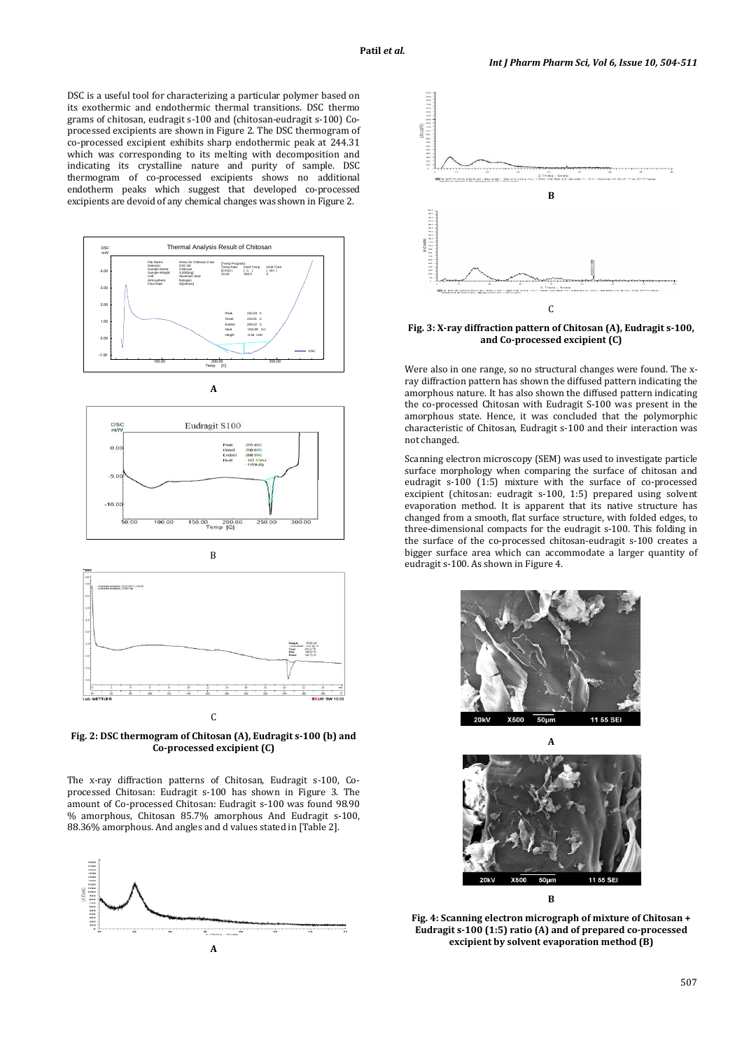DSC is a useful tool for characterizing a particular polymer based on its exothermic and endothermic thermal transitions. DSC thermo grams of chitosan, eudragit s-100 and (chitosan-eudragit s-100) Co-processed excipients are shown in Figure 2. The DSC thermogram of co-processed excipient exhibits sharp endothermic peak at 244.31 which was corresponding to its melting with decomposition and indicating its crystalline nature and purity of sample. DSC thermogram of co-processed excipients shows no additional endotherm peaks which suggest that developed co-processed excipients are devoid of any chemical changes was shown in Figure 2.

A

B

C

**Fig. 2: DSC thermogram of Chitosan (A), Eudragit s-100 (b) and Co-processed excipient (C)**

The x-ray diffraction patterns of Chitosan, Eudragit s-100, Co-processed Chitosan: Eudragit s-100 has shown in Figure 3. The amount of Co-processed Chitosan: Eudragit s-100 was found 98.90 % amorphous, Chitosan 85.7% amorphous And Eudragit s-100, 88.36% amorphous. And angles and d values stated in [Table 2].

A

B

C

**Fig. 3: X-ray diffraction pattern of Chitosan (A), Eudragit s-100, and Co-processed excipient (C)**

Were also in one range, so no structural changes were found. The x-ray diffraction pattern has shown the diffused pattern indicating the amorphous nature. It has also shown the diffused pattern indicating the co-processed Chitosan with Eudragit S-100 was present in the amorphous state. Hence, it was concluded that the polymorphic characteristic of Chitosan, Eudragit s-100 and their interaction was not changed.

Scanning electron microscopy (SEM) was used to investigate particle surface morphology when comparing the surface of chitosan and eudragit s-100 (1:5) mixture with the surface of co-processed excipient (chitosan: eudragit s-100, 1:5) prepared using solvent evaporation method. It is apparent that its native structure has changed from a smooth, flat surface structure, with folded edges, to three-dimensional compacts for the eudragit s-100. This folding in the surface of the co-processed chitosan-eudragit s-100 creates a bigger surface area which can accommodate a larger quantity of eudragit s-100. As shown in Figure 4.

A

B

**Fig. 4: Scanning electron micrograph of mixture of Chitosan + Eudragit s-100 (1:5) ratio (A) and of prepared co-processed excipient by solvent evaporation method (B)**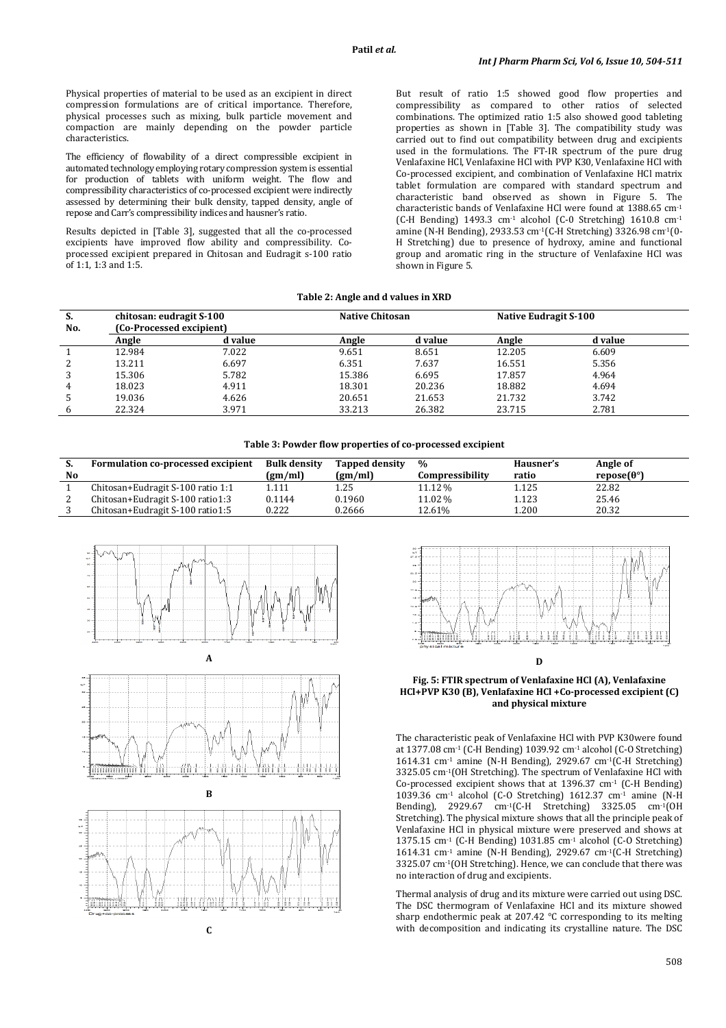Physical properties of material to be used as an excipient in direct compression formulations are of critical importance. Therefore, physical processes such as mixing, bulk particle movement and compaction are mainly depending on the powder particle characteristics.

The efficiency of flowability of a direct compressible excipient in automated technology employing rotary compression system is essential for production of tablets with uniform weight. The flow and compressibility characteristics of co-processed excipient were indirectly assessed by determining their bulk density, tapped density, angle of repose and Carr's compressibility indices and hausner's ratio.

Results depicted in [Table 3], suggested that all the co-processed excipients have improved flow ability and compressibility. Co-processed excipient prepared in Chitosan and Eudragit s-100 ratio of 1:1, 1:3 and 1:5.

But result of ratio 1:5 showed good flow properties and compressibility as compared to other ratios of selected combinations. The optimized ratio 1:5 also showed good tableting properties as shown in [Table 3]. The compatibility study was carried out to find out compatibility between drug and excipients used in the formulations. The FT-IR spectrum of the pure drug Venlafaxine HCl, Venlafaxine HCl with PVP K30, Venlafaxine HCl with Co-processed excipient, and combination of Venlafaxine HCl matrix tablet formulation are compared with standard spectrum and characteristic band observed as shown in Figure 5. The characteristic bands of Venlafaxine HCl were found at 1388.65 cm$^{-1}$ (C-H Bending) 1493.3 cm$^{-1}$ alcohol (C-0 Stretching) 1610.8 cm$^{-1}$ amine (N-H Bending), 2933.53 cm$^{-1}$(C-H Stretching) 3326.98 cm$^{-1}$(0-H Stretching) due to presence of hydroxy, amine and functional group and aromatic ring in the structure of Venlafaxine HCl was shown in Figure 5.

**Table 2: Angle and d values in XRD**

| S. No. | chitosan: eudragit S-100 (Co-Processed excipient) | | Native Chitosan | | Native Eudragit S-100 | |
|---|---|---|---|---|---|---|
| | Angle | d value | Angle | d value | Angle | d value |
| 1 | 12.984 | 7.022 | 9.651 | 8.651 | 12.205 | 6.609 |
| 2 | 13.211 | 6.697 | 6.351 | 7.637 | 16.551 | 5.356 |
| 3 | 15.306 | 5.782 | 15.386 | 6.695 | 17.857 | 4.964 |
| 4 | 18.023 | 4.911 | 18.301 | 20.236 | 18.882 | 4.694 |
| 5 | 19.036 | 4.626 | 20.651 | 21.653 | 21.732 | 3.742 |
| 6 | 22.324 | 3.971 | 33.213 | 26.382 | 23.715 | 2.781 |

**Table 3: Powder flow properties of co-processed excipient**

| S. No | Formulation co-processed excipient | Bulk density (gm/ml) | Tapped density (gm/ml) | % Compressibility | Hausner's ratio | Angle of repose(θ°) |
|---|---|---|---|---|---|---|
| 1 | Chitosan+Eudragit S-100 ratio 1:1 | 1.111 | 1.25 | 11.12 % | 1.125 | 22.82 |
| 2 | Chitosan+Eudragit S-100 ratio1:3 | 0.1144 | 0.1960 | 11.02 % | 1.123 | 25.46 |
| 3 | Chitosan+Eudragit S-100 ratio1:5 | 0.222 | 0.2666 | 12.61% | 1.200 | 20.32 |

A

B

C

D

**Fig. 5: FTIR spectrum of Venlafaxine HCl (A), Venlafaxine HCl+PVP K30 (B), Venlafaxine HCl +Co-processed excipient (C) and physical mixture**

The characteristic peak of Venlafaxine HCl with PVP K30were found at 1377.08 cm$^{-1}$ (C-H Bending) 1039.92 cm$^{-1}$ alcohol (C-O Stretching) 1614.31 cm$^{-1}$ amine (N-H Bending), 2929.67 cm$^{-1}$(C-H Stretching) 3325.05 cm$^{-1}$(OH Stretching). The spectrum of Venlafaxine HCl with Co-processed excipient shows that at 1396.37 cm$^{-1}$ (C-H Bending) 1039.36 cm$^{-1}$ alcohol (C-O Stretching) 1612.37 cm$^{-1}$ amine (N-H Bending), 2929.67 cm$^{-1}$(C-H Stretching) 3325.05 cm$^{-1}$(OH Stretching). The physical mixture shows that all the principle peak of Venlafaxine HCl in physical mixture were preserved and shows at 1375.15 cm$^{-1}$ (C-H Bending) 1031.85 cm$^{-1}$ alcohol (C-O Stretching) 1614.31 cm$^{-1}$ amine (N-H Bending), 2929.67 cm$^{-1}$(C-H Stretching) 3325.07 cm$^{-1}$(OH Stretching). Hence, we can conclude that there was no interaction of drug and excipients.

Thermal analysis of drug and its mixture were carried out using DSC. The DSC thermogram of Venlafaxine HCl and its mixture showed sharp endothermic peak at 207.42 °C corresponding to its melting with decomposition and indicating its crystalline nature. The DSC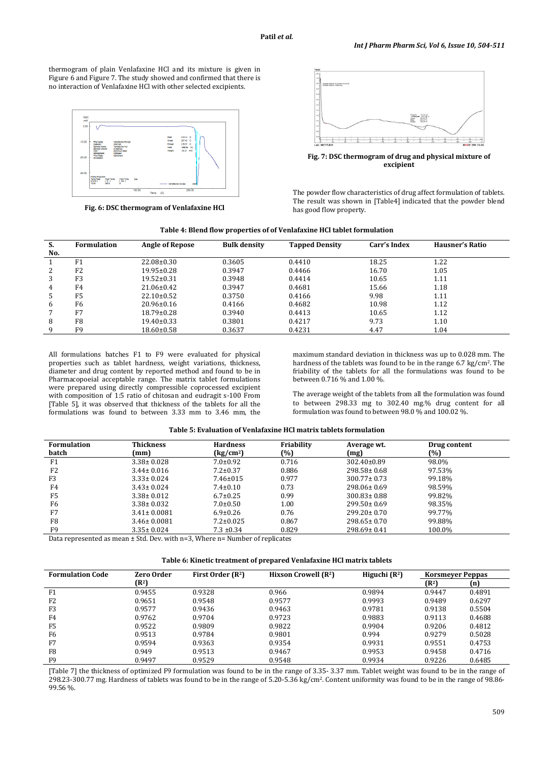thermogram of plain Venlafaxine HCl and its mixture is given in Figure 6 and Figure 7. The study showed and confirmed that there is no interaction of Venlafaxine HCl with other selected excipients.

**Fig. 6: DSC thermogram of Venlafaxine HCl**

**Fig. 7: DSC thermogram of drug and physical mixture of excipient**

The powder flow characteristics of drug affect formulation of tablets. The result was shown in [Table4] indicated that the powder blend has good flow property.

**Table 4: Blend flow properties of of Venlafaxine HCl tablet formulation**

| S. No. | Formulation | Angle of Repose | Bulk density | Tapped Density | Carr's Index | Hausner's Ratio |
|---|---|---|---|---|---|---|
| 1 | F1 | 22.08±0.30 | 0.3605 | 0.4410 | 18.25 | 1.22 |
| 2 | F2 | 19.95±0.28 | 0.3947 | 0.4466 | 16.70 | 1.05 |
| 3 | F3 | 19.52±0.31 | 0.3948 | 0.4414 | 10.65 | 1.11 |
| 4 | F4 | 21.06±0.42 | 0.3947 | 0.4681 | 15.66 | 1.18 |
| 5 | F5 | 22.10±0.52 | 0.3750 | 0.4166 | 9.98 | 1.11 |
| 6 | F6 | 20.96±0.16 | 0.4166 | 0.4682 | 10.98 | 1.12 |
| 7 | F7 | 18.79±0.28 | 0.3940 | 0.4413 | 10.65 | 1.12 |
| 8 | F8 | 19.40±0.33 | 0.3801 | 0.4217 | 9.73 | 1.10 |
| 9 | F9 | 18.60±0.58 | 0.3637 | 0.4231 | 4.47 | 1.04 |

All formulations batches F1 to F9 were evaluated for physical properties such as tablet hardness, weight variations, thickness, diameter and drug content by reported method and found to be in Pharmacopoeial acceptable range. The matrix tablet formulations were prepared using directly compressible coprocessed excipient with composition of 1:5 ratio of chitosan and eudragit s-100 From [Table 5], it was observed that thickness of the tablets for all the formulations was found to between 3.33 mm to 3.46 mm, the maximum standard deviation in thickness was up to 0.028 mm. The hardness of the tablets was found to be in the range 6.7 kg/cm². The friability of the tablets for all the formulations was found to be between 0.716 % and 1.00 %.

The average weight of the tablets from all the formulation was found to between 298.33 mg to 302.40 mg.% drug content for all formulation was found to between 98.0 % and 100.02 %.

**Table 5: Evaluation of Venlafaxine HCl matrix tablets formulation**

| Formulation batch | Thickness (mm) | Hardness (kg/cm²) | Friability (%) | Average wt. (mg) | Drug content (%) |
|---|---|---|---|---|---|
| F1 | 3.38± 0.028 | 7.0±0.92 | 0.716 | 302.40±0.89 | 98.0% |
| F2 | 3.44± 0.016 | 7.2±0.37 | 0.886 | 298.58± 0.68 | 97.53% |
| F3 | 3.33± 0.024 | 7.46±015 | 0.977 | 300.77± 0.73 | 99.18% |
| F4 | 3.43± 0.024 | 7.4±0.10 | 0.73 | 298.06± 0.69 | 98.59% |
| F5 | 3.38± 0.012 | 6.7±0.25 | 0.99 | 300.83± 0.88 | 99.82% |
| F6 | 3.38± 0.032 | 7.0±0.50 | 1.00 | 299.50± 0.69 | 98.35% |
| F7 | 3.41± 0.0081 | 6.9±0.26 | 0.76 | 299.20± 0.70 | 99.77% |
| F8 | 3.46± 0.0081 | 7.2±0.025 | 0.867 | 298.65± 0.70 | 99.88% |
| F9 | 3.35± 0.024 | 7.3 ±0.34 | 0.829 | 298.69± 0.41 | 100.0% |

Data represented as mean ± Std. Dev. with n=3, Where n= Number of replicates

**Table 6: Kinetic treatment of prepared Venlafaxine HCl matrix tablets**

| Formulation Code | Zero Order ($R^2$) | First Order ($R^2$) | Hixson Crowell ($R^2$) | Higuchi ($R^2$) | Korsmeyer Peppas | |
|---|---|---|---|---|---|---|
| | | | | | ($R^2$) | (n) |
| F1 | 0.9455 | 0.9328 | 0.966 | 0.9894 | 0.9447 | 0.4891 |
| F2 | 0.9651 | 0.9548 | 0.9577 | 0.9993 | 0.9489 | 0.6297 |
| F3 | 0.9577 | 0.9436 | 0.9463 | 0.9781 | 0.9138 | 0.5504 |
| F4 | 0.9762 | 0.9704 | 0.9723 | 0.9883 | 0.9113 | 0.4688 |
| F5 | 0.9522 | 0.9809 | 0.9822 | 0.9904 | 0.9206 | 0.4812 |
| F6 | 0.9513 | 0.9784 | 0.9801 | 0.994 | 0.9279 | 0.5028 |
| F7 | 0.9594 | 0.9363 | 0.9354 | 0.9931 | 0.9551 | 0.4753 |
| F8 | 0.949 | 0.9513 | 0.9467 | 0.9953 | 0.9458 | 0.4716 |
| F9 | 0.9497 | 0.9529 | 0.9548 | 0.9934 | 0.9226 | 0.6485 |

[Table 7] the thickness of optimized F9 formulation was found to be in the range of 3.35- 3.37 mm. Tablet weight was found to be in the range of 298.23-300.77 mg. Hardness of tablets was found to be in the range of 5.20-5.36 kg/cm². Content uniformity was found to be in the range of 98.86-99.56 %.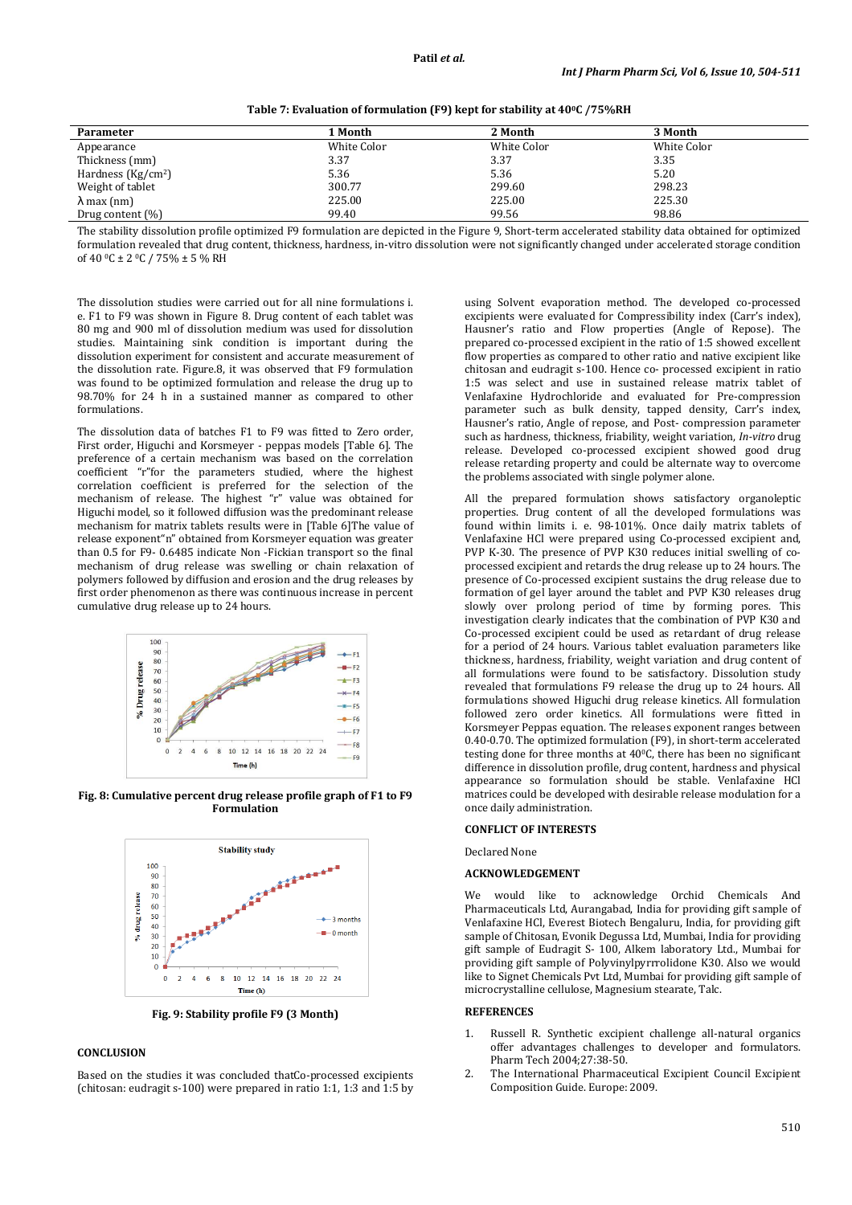**Table 7: Evaluation of formulation (F9) kept for stability at 40°C /75%RH**

| Parameter | 1 Month | 2 Month | 3 Month |
|---|---|---|---|
| Appearance | White Color | White Color | White Color |
| Thickness (mm) | 3.37 | 3.37 | 3.35 |
| Hardness (Kg/cm$^2$) | 5.36 | 5.36 | 5.20 |
| Weight of tablet | 300.77 | 299.60 | 298.23 |
| λ max (nm) | 225.00 | 225.00 | 225.30 |
| Drug content (%) | 99.40 | 99.56 | 98.86 |

The stability dissolution profile optimized F9 formulation are depicted in the Figure 9, Short-term accelerated stability data obtained for optimized formulation revealed that drug content, thickness, hardness, in-vitro dissolution were not significantly changed under accelerated storage condition of 40 °C ± 2 °C / 75% ± 5 % RH

The dissolution studies were carried out for all nine formulations i. e. F1 to F9 was shown in Figure 8. Drug content of each tablet was 80 mg and 900 ml of dissolution medium was used for dissolution studies. Maintaining sink condition is important during the dissolution experiment for consistent and accurate measurement of the dissolution rate. Figure.8, it was observed that F9 formulation was found to be optimized formulation and release the drug up to 98.70% for 24 h in a sustained manner as compared to other formulations.

The dissolution data of batches F1 to F9 was fitted to Zero order, First order, Higuchi and Korsmeyer - peppas models [Table 6]. The preference of a certain mechanism was based on the correlation coefficient "r"for the parameters studied, where the highest correlation coefficient is preferred for the selection of the mechanism of release. The highest "r" value was obtained for Higuchi model, so it followed diffusion was the predominant release mechanism for matrix tablets results were in [Table 6]The value of release exponent"n" obtained from Korsmeyer equation was greater than 0.5 for F9- 0.6485 indicate Non -Fickian transport so the final mechanism of drug release was swelling or chain relaxation of polymers followed by diffusion and erosion and the drug releases by first order phenomenon as there was continuous increase in percent cumulative drug release up to 24 hours.

**Fig. 8: Cumulative percent drug release profile graph of F1 to F9 Formulation**

**Fig. 9: Stability profile F9 (3 Month)**

## CONCLUSION

Based on the studies it was concluded thatCo-processed excipients (chitosan: eudragit s-100) were prepared in ratio 1:1, 1:3 and 1:5 by using Solvent evaporation method. The developed co-processed excipients were evaluated for Compressibility index (Carr's index), Hausner's ratio and Flow properties (Angle of Repose). The prepared co-processed excipient in the ratio of 1:5 showed excellent flow properties as compared to other ratio and native excipient like chitosan and eudragit s-100. Hence co- processed excipient in ratio 1:5 was select and use in sustained release matrix tablet of Venlafaxine Hydrochloride and evaluated for Pre-compression parameter such as bulk density, tapped density, Carr's index, Hausner's ratio, Angle of repose, and Post- compression parameter such as hardness, thickness, friability, weight variation, *In-vitro* drug release. Developed co-processed excipient showed good drug release retarding property and could be alternate way to overcome the problems associated with single polymer alone.

All the prepared formulation shows satisfactory organoleptic properties. Drug content of all the developed formulations was found within limits i. e. 98-101%. Once daily matrix tablets of Venlafaxine HCl were prepared using Co-processed excipient and, PVP K-30. The presence of PVP K30 reduces initial swelling of co-processed excipient and retards the drug release up to 24 hours. The presence of Co-processed excipient sustains the drug release due to formation of gel layer around the tablet and PVP K30 releases drug slowly over prolong period of time by forming pores. This investigation clearly indicates that the combination of PVP K30 and Co-processed excipient could be used as retardant of drug release for a period of 24 hours. Various tablet evaluation parameters like thickness, hardness, friability, weight variation and drug content of all formulations were found to be satisfactory. Dissolution study revealed that formulations F9 release the drug up to 24 hours. All formulations showed Higuchi drug release kinetics. All formulation followed zero order kinetics. All formulations were fitted in Korsmeyer Peppas equation. The releases exponent ranges between 0.40-0.70. The optimized formulation (F9), in short-term accelerated testing done for three months at 40°C, there has been no significant difference in dissolution profile, drug content, hardness and physical appearance so formulation should be stable. Venlafaxine HCl matrices could be developed with desirable release modulation for a once daily administration.

## CONFLICT OF INTERESTS

Declared None

## ACKNOWLEDGEMENT

We would like to acknowledge Orchid Chemicals And Pharmaceuticals Ltd, Aurangabad, India for providing gift sample of Venlafaxine HCl, Everest Biotech Bengaluru, India, for providing gift sample of Chitosan, Evonik Degussa Ltd, Mumbai, India for providing gift sample of Eudragit S- 100, Alkem laboratory Ltd., Mumbai for providing gift sample of Polyvinylpyrrrolidone K30. Also we would like to Signet Chemicals Pvt Ltd, Mumbai for providing gift sample of microcrystalline cellulose, Magnesium stearate, Talc.

## REFERENCES

1. Russell R. Synthetic excipient challenge all-natural organics offer advantages challenges to developer and formulators. Pharm Tech 2004;27:38-50.
2. The International Pharmaceutical Excipient Council Excipient Composition Guide. Europe: 2009.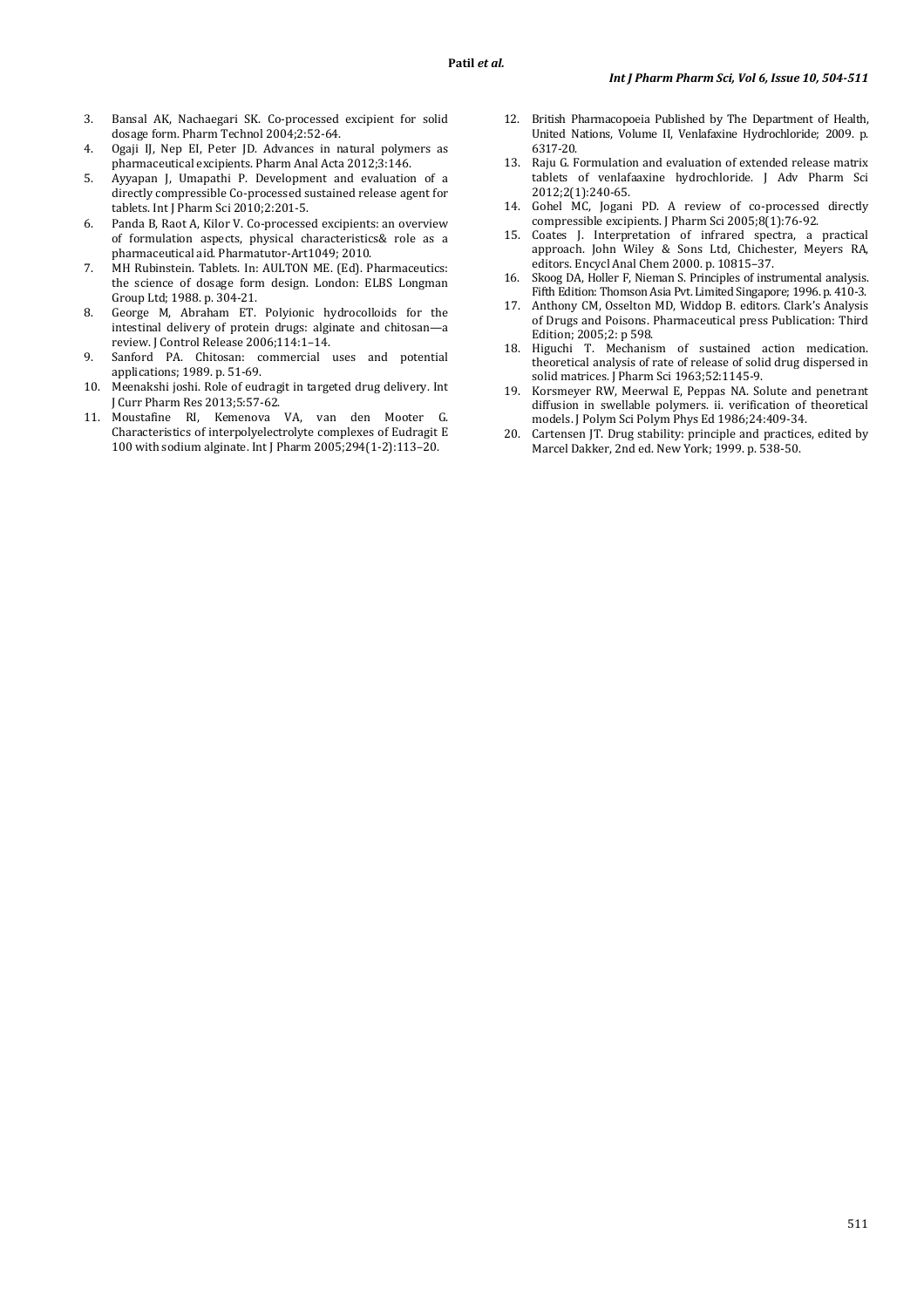3. Bansal AK, Nachaegari SK. Co-processed excipient for solid dosage form. Pharm Technol 2004;2:52-64.
4. Ogaji IJ, Nep EI, Peter JD. Advances in natural polymers as pharmaceutical excipients. Pharm Anal Acta 2012;3:146.
5. Ayyapan J, Umapathi P. Development and evaluation of a directly compressible Co-processed sustained release agent for tablets. Int J Pharm Sci 2010;2:201-5.
6. Panda B, Raot A, Kilor V. Co-processed excipients: an overview of formulation aspects, physical characteristics& role as a pharmaceutical aid. Pharmatutor-Art1049; 2010.
7. MH Rubinstein. Tablets. In: AULTON ME. (Ed). Pharmaceutics: the science of dosage form design. London: ELBS Longman Group Ltd; 1988. p. 304-21.
8. George M, Abraham ET. Polyionic hydrocolloids for the intestinal delivery of protein drugs: alginate and chitosan—a review. J Control Release 2006;114:1–14.
9. Sanford PA. Chitosan: commercial uses and potential applications; 1989. p. 51-69.
10. Meenakshi joshi. Role of eudragit in targeted drug delivery. Int J Curr Pharm Res 2013;5:57-62.
11. Moustafine RI, Kemenova VA, van den Mooter G. Characteristics of interpolyelectrolyte complexes of Eudragit E 100 with sodium alginate. Int J Pharm 2005;294(1-2):113–20.
12. British Pharmacopoeia Published by The Department of Health, United Nations, Volume II, Venlafaxine Hydrochloride; 2009. p. 6317-20.
13. Raju G. Formulation and evaluation of extended release matrix tablets of venlafaaxine hydrochloride. J Adv Pharm Sci 2012;2(1):240-65.
14. Gohel MC, Jogani PD. A review of co-processed directly compressible excipients. J Pharm Sci 2005;8(1):76-92.
15. Coates J. Interpretation of infrared spectra, a practical approach. John Wiley & Sons Ltd, Chichester, Meyers RA, editors. Encycl Anal Chem 2000. p. 10815–37.
16. Skoog DA, Holler F, Nieman S. Principles of instrumental analysis. Fifth Edition: Thomson Asia Pvt. Limited Singapore; 1996. p. 410-3.
17. Anthony CM, Osselton MD, Widdop B. editors. Clark's Analysis of Drugs and Poisons. Pharmaceutical press Publication: Third Edition; 2005;2: p 598.
18. Higuchi T. Mechanism of sustained action medication. theoretical analysis of rate of release of solid drug dispersed in solid matrices. J Pharm Sci 1963;52:1145-9.
19. Korsmeyer RW, Meerwal E, Peppas NA. Solute and penetrant diffusion in swellable polymers. ii. verification of theoretical models. J Polym Sci Polym Phys Ed 1986;24:409-34.
20. Cartensen JT. Drug stability: principle and practices, edited by Marcel Dakker, 2nd ed. New York; 1999. p. 538-50.